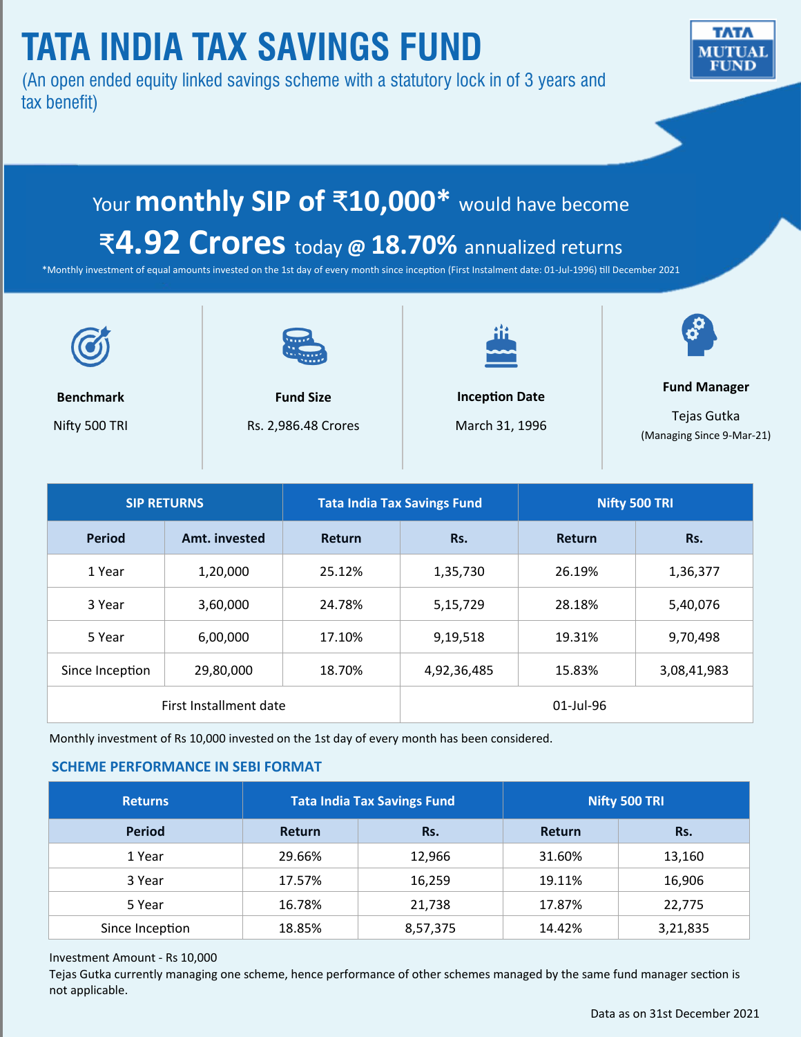# TATA INDIA TAX SAVINGS FUND

(An open ended equity linked savings scheme with a statutory lock in of 3 years and tax benefit)

TATA MUTUAL FUND

## Your **monthly SIP of ₹10,000*** would have become **₹4.92 Crores** today @ **18.70%** annualized returns

*Monthly investment of equal amounts invested on the 1st day of every month since inception (First Instalment date: 01-Jul-1996) till December 2021

**Benchmark**
Nifty 500 TRI

**Fund Size**
Rs. 2,986.48 Crores

**Inception Date**
March 31, 1996

**Fund Manager**
Tejas Gutka
(Managing Since 9-Mar-21)

| SIP RETURNS | | Tata India Tax Savings Fund | | Nifty 500 TRI | |
|---|---|---|---|---|---|
| Period | Amt. invested | Return | Rs. | Return | Rs. |
| 1 Year | 1,20,000 | 25.12% | 1,35,730 | 26.19% | 1,36,377 |
| 3 Year | 3,60,000 | 24.78% | 5,15,729 | 28.18% | 5,40,076 |
| 5 Year | 6,00,000 | 17.10% | 9,19,518 | 19.31% | 9,70,498 |
| Since Inception | 29,80,000 | 18.70% | 4,92,36,485 | 15.83% | 3,08,41,983 |
| First Installment date | | | 01-Jul-96 | | |

Monthly investment of Rs 10,000 invested on the 1st day of every month has been considered.

### SCHEME PERFORMANCE IN SEBI FORMAT

| Returns | Tata India Tax Savings Fund | | Nifty 500 TRI | |
|---|---|---|---|---|
| Period | Return | Rs. | Return | Rs. |
| 1 Year | 29.66% | 12,966 | 31.60% | 13,160 |
| 3 Year | 17.57% | 16,259 | 19.11% | 16,906 |
| 5 Year | 16.78% | 21,738 | 17.87% | 22,775 |
| Since Inception | 18.85% | 8,57,375 | 14.42% | 3,21,835 |

Investment Amount - Rs 10,000

Tejas Gutka currently managing one scheme, hence performance of other schemes managed by the same fund manager section is not applicable.

Data as on 31st December 2021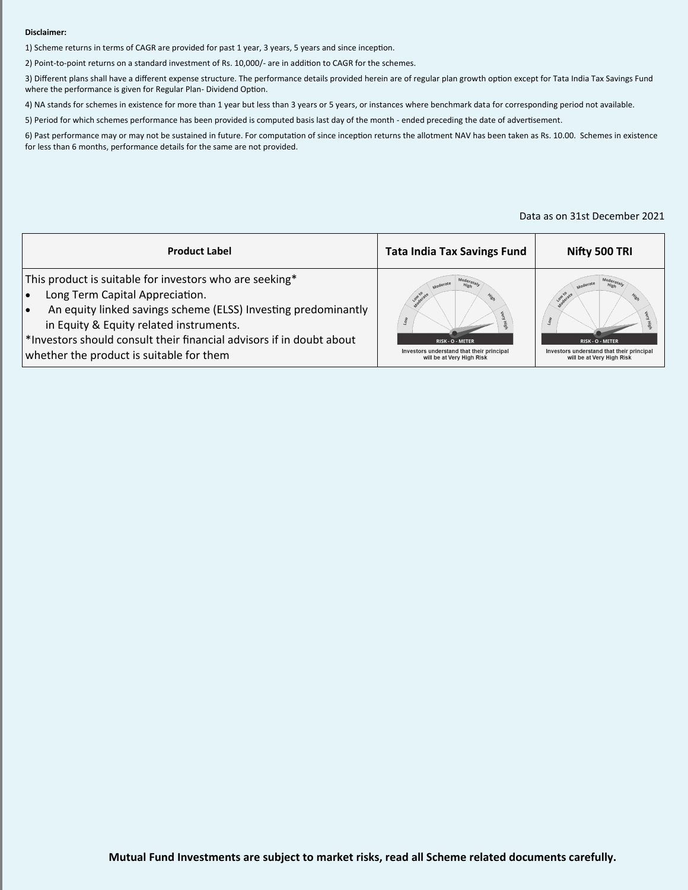**Disclaimer:**

1) Scheme returns in terms of CAGR are provided for past 1 year, 3 years, 5 years and since inception.

2) Point-to-point returns on a standard investment of Rs. 10,000/- are in addition to CAGR for the schemes.

3) Different plans shall have a different expense structure. The performance details provided herein are of regular plan growth option except for Tata India Tax Savings Fund where the performance is given for Regular Plan- Dividend Option.

4) NA stands for schemes in existence for more than 1 year but less than 3 years or 5 years, or instances where benchmark data for corresponding period not available.

5) Period for which schemes performance has been provided is computed basis last day of the month - ended preceding the date of advertisement.

6) Past performance may or may not be sustained in future. For computation of since inception returns the allotment NAV has been taken as Rs. 10.00. Schemes in existence for less than 6 months, performance details for the same are not provided.

Data as on 31st December 2021

| Product Label | Tata India Tax Savings Fund | Nifty 500 TRI |
|---|---|---|
| This product is suitable for investors who are seeking*<br>• Long Term Capital Appreciation.<br>• An equity linked savings scheme (ELSS) Investing predominantly in Equity & Equity related instruments.<br>*Investors should consult their financial advisors if in doubt about whether the product is suitable for them | Low, Low to Moderate, Moderate, Moderately High, High, Very High<br>RISK - O - METER<br>Investors understand that their principal will be at Very High Risk | Low, Low to Moderate, Moderate, Moderately High, High, Very High<br>RISK - O - METER<br>Investors understand that their principal will be at Very High Risk |

**Mutual Fund Investments are subject to market risks, read all Scheme related documents carefully.**